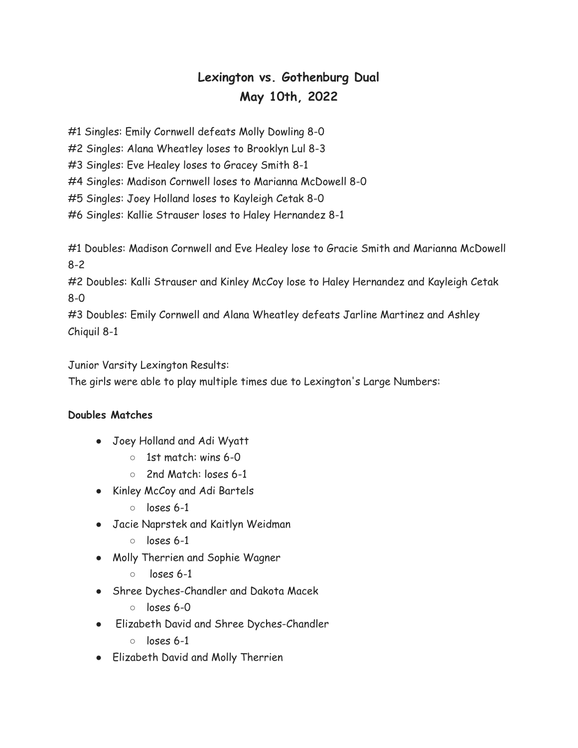# Lexington vs. Gothenburg Dual
# May 10th, 2022

#1 Singles: Emily Cornwell defeats Molly Dowling 8-0

#2 Singles: Alana Wheatley loses to Brooklyn Lul 8-3

#3 Singles: Eve Healey loses to Gracey Smith 8-1

#4 Singles: Madison Cornwell loses to Marianna McDowell 8-0

#5 Singles: Joey Holland loses to Kayleigh Cetak 8-0

#6 Singles: Kallie Strauser loses to Haley Hernandez 8-1

#1 Doubles: Madison Cornwell and Eve Healey lose to Gracie Smith and Marianna McDowell 8-2

#2 Doubles: Kalli Strauser and Kinley McCoy lose to Haley Hernandez and Kayleigh Cetak 8-0

#3 Doubles: Emily Cornwell and Alana Wheatley defeats Jarline Martinez and Ashley Chiquil 8-1

Junior Varsity Lexington Results:

The girls were able to play multiple times due to Lexington's Large Numbers:

**Doubles Matches**

- Joey Holland and Adi Wyatt
  - 1st match: wins 6-0
  - 2nd Match: loses 6-1
- Kinley McCoy and Adi Bartels
  - loses 6-1
- Jacie Naprstek and Kaitlyn Weidman
  - loses 6-1
- Molly Therrien and Sophie Wagner
  - loses 6-1
- Shree Dyches-Chandler and Dakota Macek
  - loses 6-0
- Elizabeth David and Shree Dyches-Chandler
  - loses 6-1
- Elizabeth David and Molly Therrien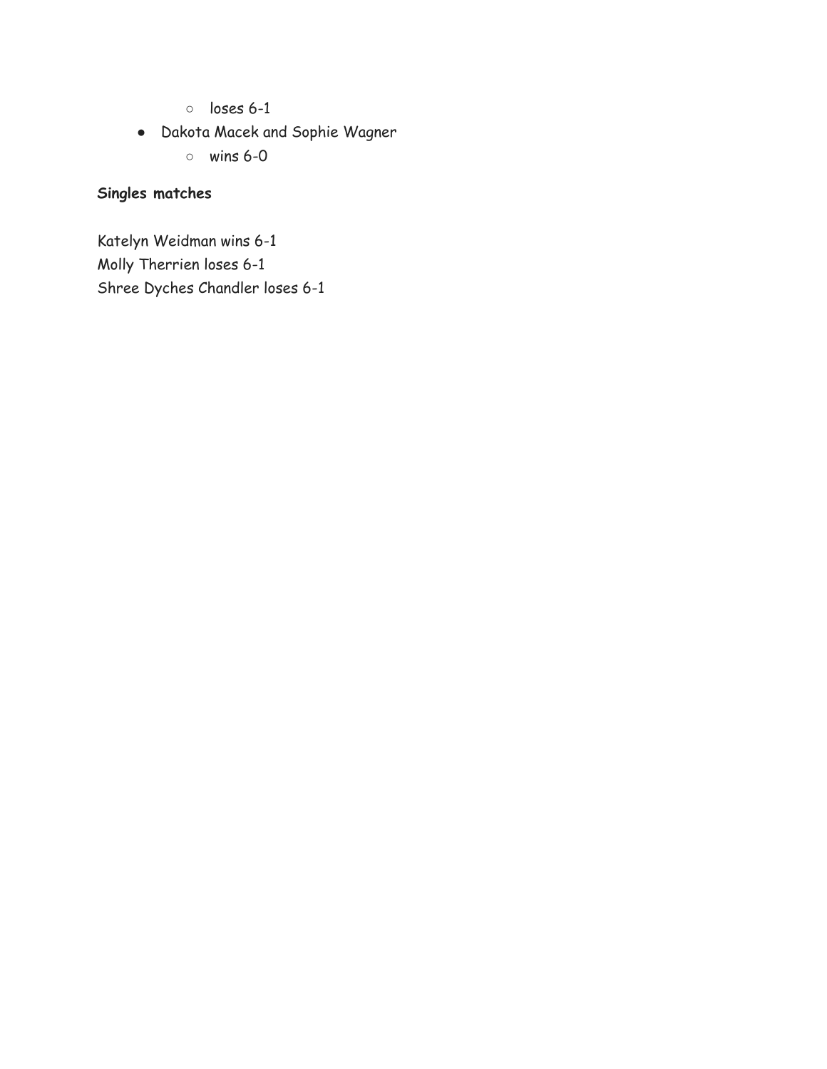- loses 6-1
- Dakota Macek and Sophie Wagner
    - wins 6-0

**Singles matches**

Katelyn Weidman wins 6-1
Molly Therrien loses 6-1
Shree Dyches Chandler loses 6-1